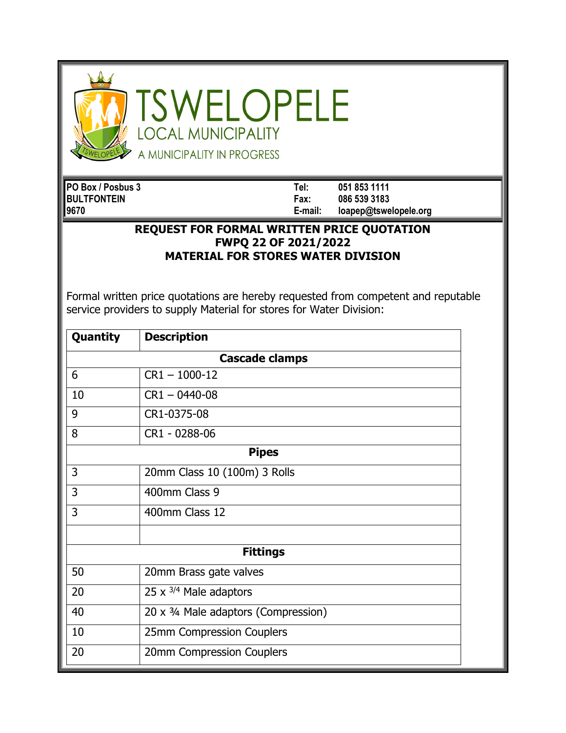# TSWELOPELE

## LOCAL MUNICIPALITY

A MUNICIPALITY IN PROGRESS

| | | |
|---|---|---|
| **PO Box / Posbus 3** | **Tel:** | **051 853 1111** |
| **BULTFONTEIN** | **Fax:** | **086 539 3183** |
| **9670** | **E-mail:** | **loapep@tswelopele.org** |

## REQUEST FOR FORMAL WRITTEN PRICE QUOTATION
## FWPQ 22 OF 2021/2022
## MATERIAL FOR STORES WATER DIVISION

Formal written price quotations are hereby requested from competent and reputable service providers to supply Material for stores for Water Division:

| Quantity | Description |
|---|---|
| | **Cascade clamps** |
| 6 | CR1 – 1000-12 |
| 10 | CR1 – 0440-08 |
| 9 | CR1-0375-08 |
| 8 | CR1 - 0288-06 |
| | **Pipes** |
| 3 | 20mm Class 10 (100m) 3 Rolls |
| 3 | 400mm Class 9 |
| 3 | 400mm Class 12 |
| | |
| | **Fittings** |
| 50 | 20mm Brass gate valves |
| 20 | 25 x 3/4 Male adaptors |
| 40 | 20 x ¾ Male adaptors (Compression) |
| 10 | 25mm Compression Couplers |
| 20 | 20mm Compression Couplers |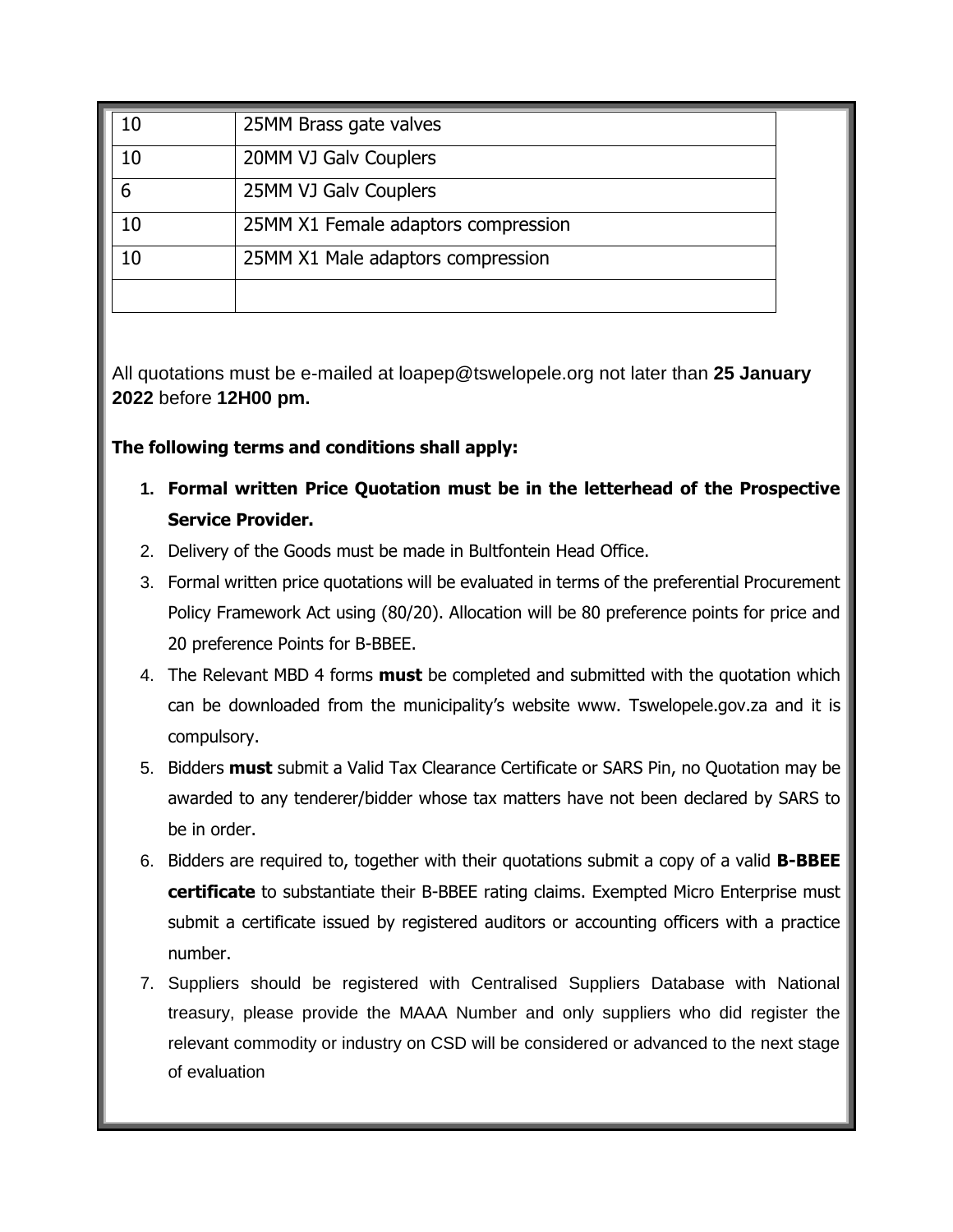| | |
|---|---|
| 10 | 25MM Brass gate valves |
| 10 | 20MM VJ Galv Couplers |
| 6 | 25MM VJ Galv Couplers |
| 10 | 25MM X1 Female adaptors compression |
| 10 | 25MM X1 Male adaptors compression |
| | |

All quotations must be e-mailed at loapep@tswelopele.org not later than **25 January 2022** before **12H00 pm.**

**The following terms and conditions shall apply:**

1. **Formal written Price Quotation must be in the letterhead of the Prospective Service Provider.**
2. Delivery of the Goods must be made in Bultfontein Head Office.
3. Formal written price quotations will be evaluated in terms of the preferential Procurement Policy Framework Act using (80/20). Allocation will be 80 preference points for price and 20 preference Points for B-BBEE.
4. The Relevant MBD 4 forms **must** be completed and submitted with the quotation which can be downloaded from the municipality's website www. Tswelopele.gov.za and it is compulsory.
5. Bidders **must** submit a Valid Tax Clearance Certificate or SARS Pin, no Quotation may be awarded to any tenderer/bidder whose tax matters have not been declared by SARS to be in order.
6. Bidders are required to, together with their quotations submit a copy of a valid **B-BBEE certificate** to substantiate their B-BBEE rating claims. Exempted Micro Enterprise must submit a certificate issued by registered auditors or accounting officers with a practice number.
7. Suppliers should be registered with Centralised Suppliers Database with National treasury, please provide the MAAA Number and only suppliers who did register the relevant commodity or industry on CSD will be considered or advanced to the next stage of evaluation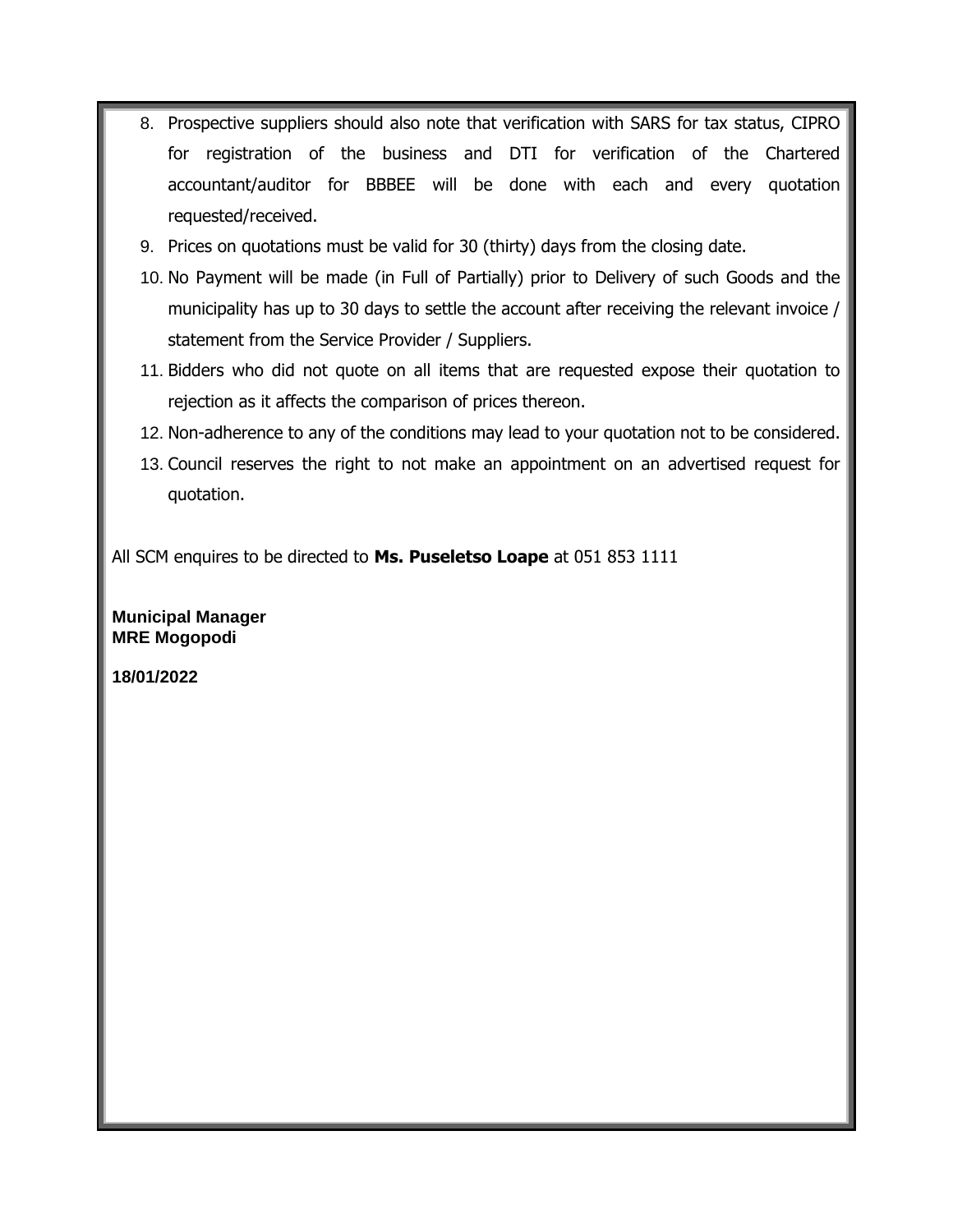8. Prospective suppliers should also note that verification with SARS for tax status, CIPRO for registration of the business and DTI for verification of the Chartered accountant/auditor for BBBEE will be done with each and every quotation requested/received.
9. Prices on quotations must be valid for 30 (thirty) days from the closing date.
10. No Payment will be made (in Full of Partially) prior to Delivery of such Goods and the municipality has up to 30 days to settle the account after receiving the relevant invoice / statement from the Service Provider / Suppliers.
11. Bidders who did not quote on all items that are requested expose their quotation to rejection as it affects the comparison of prices thereon.
12. Non-adherence to any of the conditions may lead to your quotation not to be considered.
13. Council reserves the right to not make an appointment on an advertised request for quotation.

All SCM enquires to be directed to **Ms. Puseletso Loape** at 051 853 1111

**Municipal Manager**
**MRE Mogopodi**

**18/01/2022**